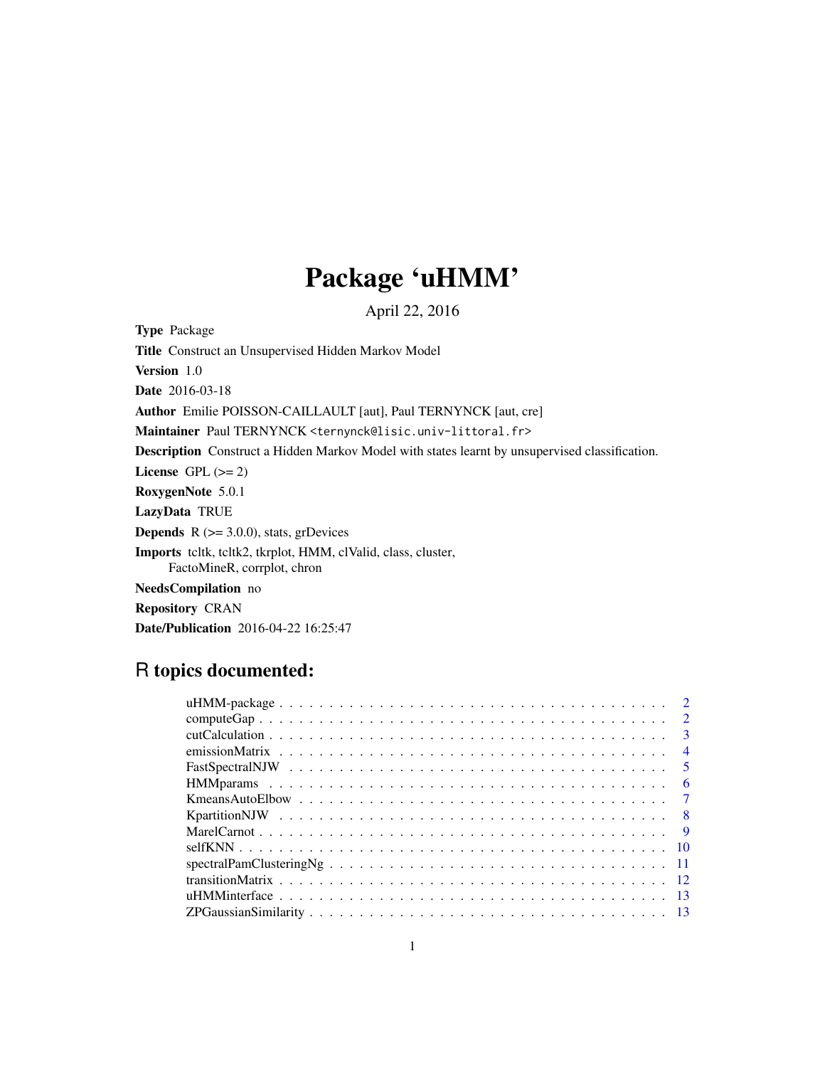# Package 'uHMM'

April 22, 2016

**Type** Package

**Title** Construct an Unsupervised Hidden Markov Model

**Version** 1.0

**Date** 2016-03-18

**Author** Emilie POISSON-CAILLAULT [aut], Paul TERNYNCK [aut, cre]

**Maintainer** Paul TERNYNCK <ternynck@lisic.univ-littoral.fr>

**Description** Construct a Hidden Markov Model with states learnt by unsupervised classification.

**License** GPL (>= 2)

**RoxygenNote** 5.0.1

**LazyData** TRUE

**Depends** R (>= 3.0.0), stats, grDevices

**Imports** tcltk, tcltk2, tkrplot, HMM, clValid, class, cluster, FactoMineR, corrplot, chron

**NeedsCompilation** no

**Repository** CRAN

**Date/Publication** 2016-04-22 16:25:47

## R topics documented:

| | |
|---|---|
| uHMM-package | 2 |
| computeGap | 2 |
| cutCalculation | 3 |
| emissionMatrix | 4 |
| FastSpectralNJW | 5 |
| HMMparams | 6 |
| KmeansAutoElbow | 7 |
| KpartitionNJW | 8 |
| MarelCarnot | 9 |
| selfKNN | 10 |
| spectralPamClusteringNg | 11 |
| transitionMatrix | 12 |
| uHMMinterface | 13 |
| ZPGaussianSimilarity | 13 |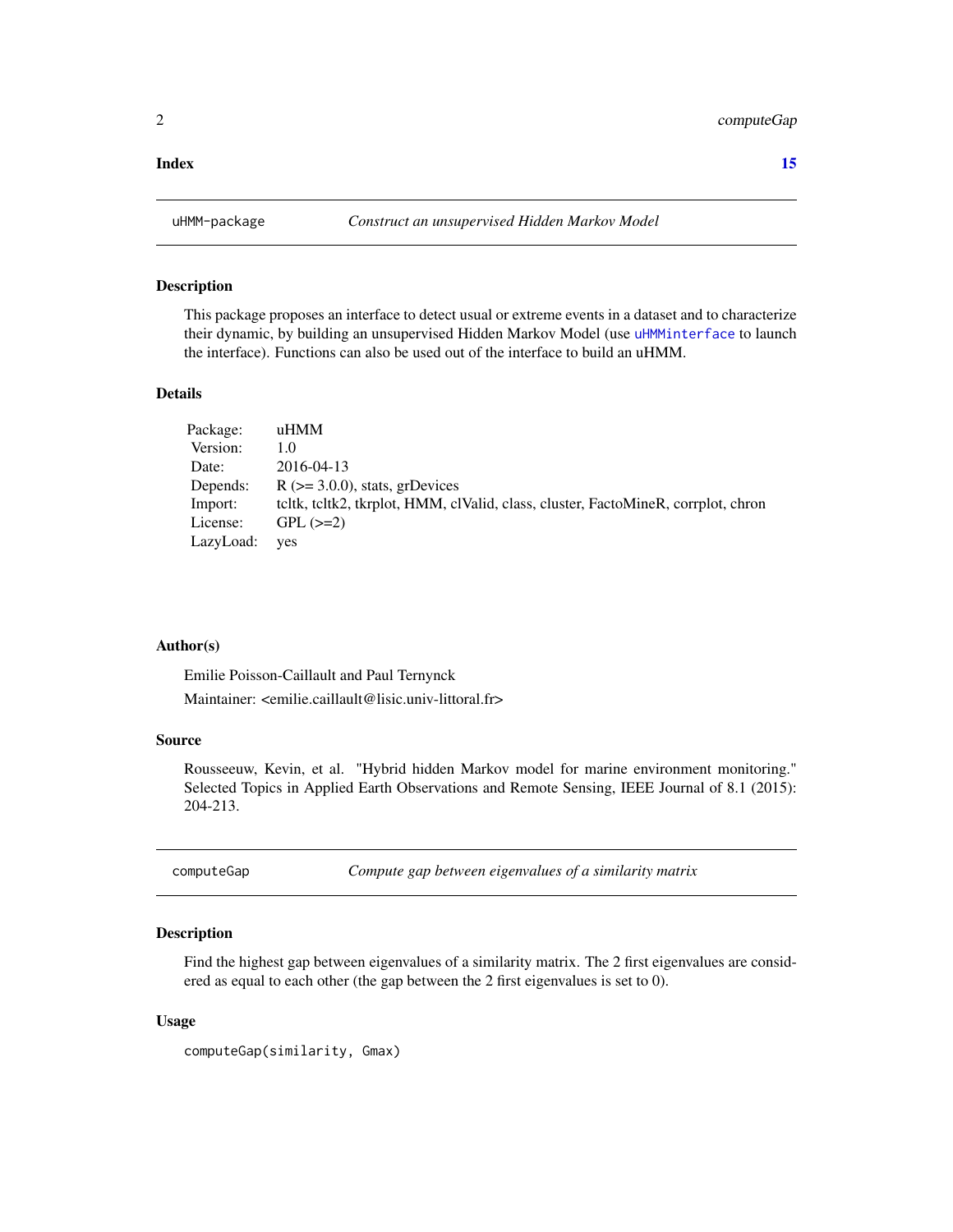**Index** **15**

## uHMM-package — *Construct an unsupervised Hidden Markov Model*

### Description

This package proposes an interface to detect usual or extreme events in a dataset and to characterize their dynamic, by building an unsupervised Hidden Markov Model (use `uHMMinterface` to launch the interface). Functions can also be used out of the interface to build an uHMM.

### Details

| | |
|---|---|
| Package: | uHMM |
| Version: | 1.0 |
| Date: | 2016-04-13 |
| Depends: | R (>= 3.0.0), stats, grDevices |
| Import: | tcltk, tcltk2, tkrplot, HMM, clValid, class, cluster, FactoMineR, corrplot, chron |
| License: | GPL (>=2) |
| LazyLoad: | yes |

### Author(s)

Emilie Poisson-Caillault and Paul Ternynck

Maintainer: <emilie.caillault@lisic.univ-littoral.fr>

### Source

Rousseeuw, Kevin, et al. "Hybrid hidden Markov model for marine environment monitoring." Selected Topics in Applied Earth Observations and Remote Sensing, IEEE Journal of 8.1 (2015): 204-213.

## computeGap — *Compute gap between eigenvalues of a similarity matrix*

### Description

Find the highest gap between eigenvalues of a similarity matrix. The 2 first eigenvalues are considered as equal to each other (the gap between the 2 first eigenvalues is set to 0).

### Usage

```
computeGap(similarity, Gmax)
```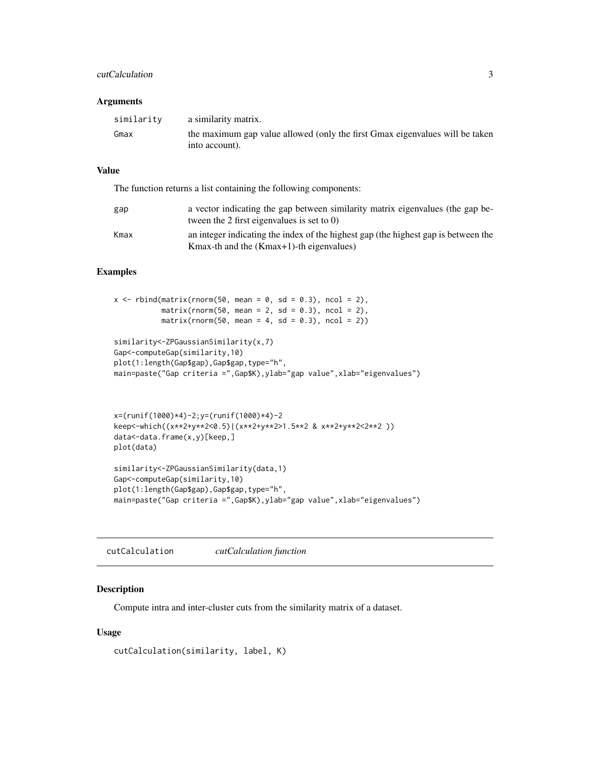### Arguments

| | |
|---|---|
| similarity | a similarity matrix. |
| Gmax | the maximum gap value allowed (only the first Gmax eigenvalues will be taken into account). |

### Value

The function returns a list containing the following components:

| | |
|---|---|
| gap | a vector indicating the gap between similarity matrix eigenvalues (the gap between the 2 first eigenvalues is set to 0) |
| Kmax | an integer indicating the index of the highest gap (the highest gap is between the Kmax-th and the (Kmax+1)-th eigenvalues) |

### Examples

```
x <- rbind(matrix(rnorm(50, mean = 0, sd = 0.3), ncol = 2),
           matrix(rnorm(50, mean = 2, sd = 0.3), ncol = 2),
           matrix(rnorm(50, mean = 4, sd = 0.3), ncol = 2))

similarity<-ZPGaussianSimilarity(x,7)
Gap<-computeGap(similarity,10)
plot(1:length(Gap$gap),Gap$gap,type="h",
main=paste("Gap criteria =",Gap$K),ylab="gap value",xlab="eigenvalues")



x=(runif(1000)*4)-2;y=(runif(1000)*4)-2
keep<-which((x**2+y**2<0.5)|(x**2+y**2>1.5**2 & x**2+y**2<2**2 ))
data<-data.frame(x,y)[keep,]
plot(data)

similarity<-ZPGaussianSimilarity(data,1)
Gap<-computeGap(similarity,10)
plot(1:length(Gap$gap),Gap$gap,type="h",
main=paste("Gap criteria =",Gap$K),ylab="gap value",xlab="eigenvalues")
```

---

## cutCalculation *cutCalculation function*

### Description

Compute intra and inter-cluster cuts from the similarity matrix of a dataset.

### Usage

```
cutCalculation(similarity, label, K)
```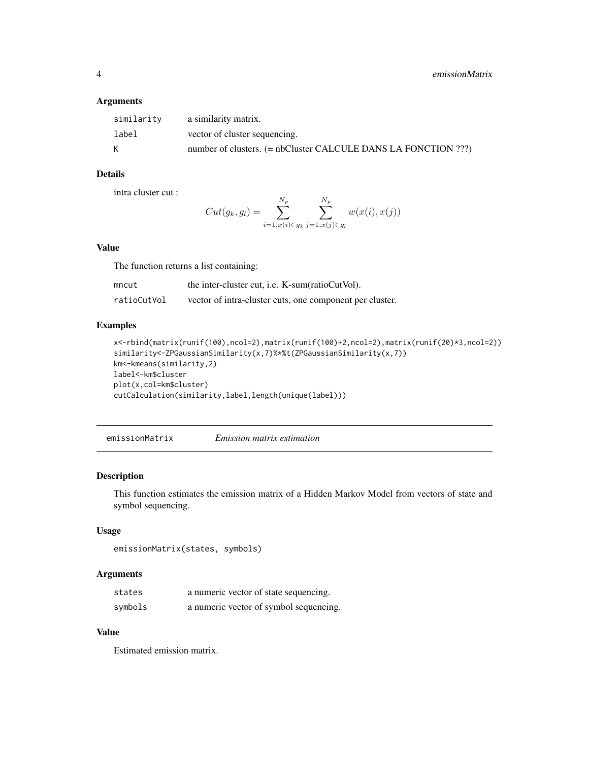### Arguments

| | |
|---|---|
| similarity | a similarity matrix. |
| label | vector of cluster sequencing. |
| K | number of clusters. (= nbCluster CALCULE DANS LA FONCTION ???) |

### Details

intra cluster cut :

$$Cut(g_k, g_l) = \sum_{i=1, x(i) \in g_k}^{N_p} \sum_{j=1, x(j) \in g_l}^{N_p} w(x(i), x(j))$$

### Value

The function returns a list containing:

| | |
|---|---|
| mncut | the inter-cluster cut, i.e. K-sum(ratioCutVol). |
| ratioCutVol | vector of intra-cluster cuts, one component per cluster. |

### Examples

```
x<-rbind(matrix(runif(100),ncol=2),matrix(runif(100)+2,ncol=2),matrix(runif(20)*3,ncol=2))
similarity<-ZPGaussianSimilarity(x,7)%*%t(ZPGaussianSimilarity(x,7))
km<-kmeans(similarity,2)
label<-km$cluster
plot(x,col=km$cluster)
cutCalculation(similarity,label,length(unique(label)))
```

---

## emissionMatrix *Emission matrix estimation*

### Description

This function estimates the emission matrix of a Hidden Markov Model from vectors of state and symbol sequencing.

### Usage

```
emissionMatrix(states, symbols)
```

### Arguments

| | |
|---|---|
| states | a numeric vector of state sequencing. |
| symbols | a numeric vector of symbol sequencing. |

### Value

Estimated emission matrix.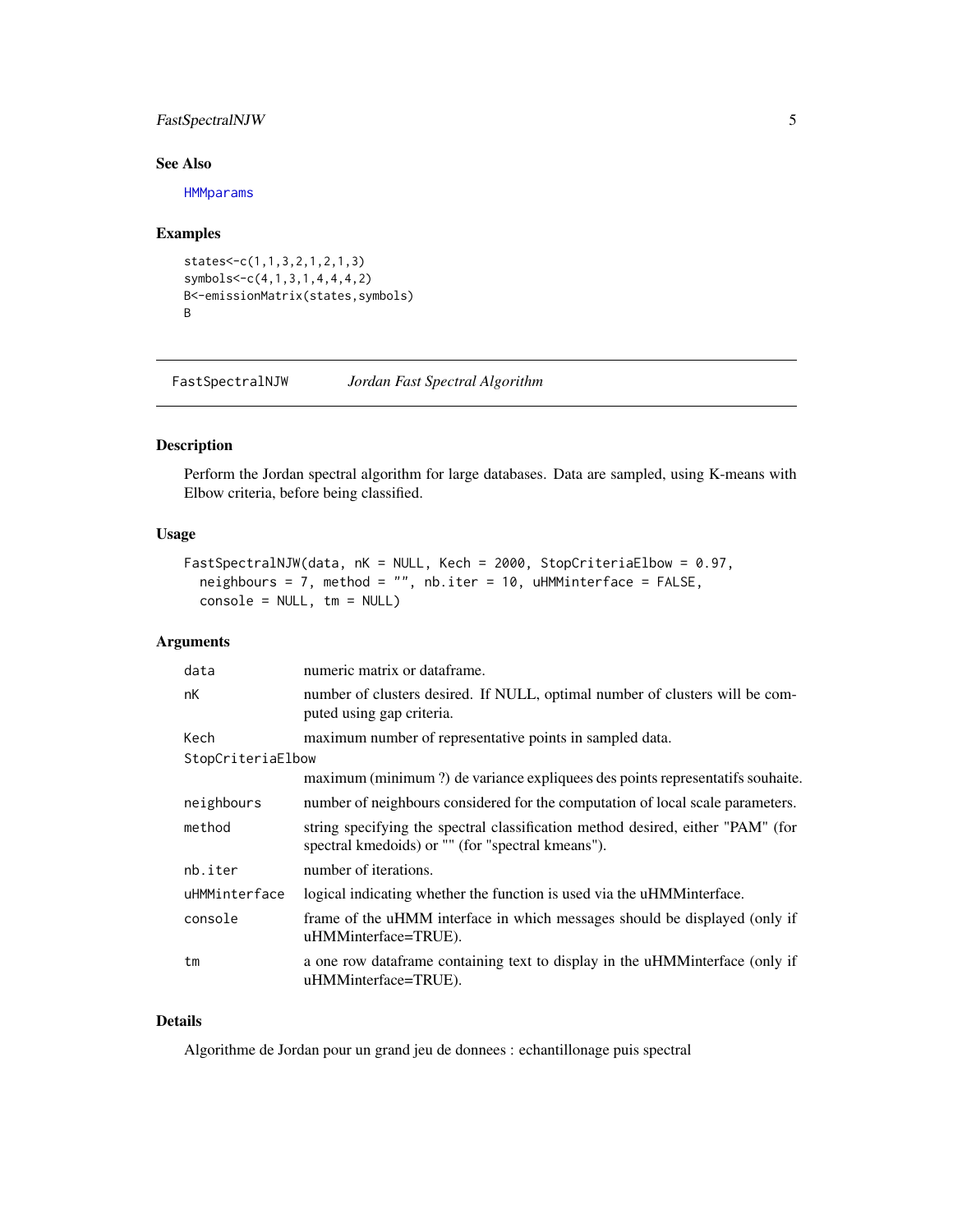## See Also

HMMparams

## Examples

```
states<-c(1,1,3,2,1,2,1,3)
symbols<-c(4,1,3,1,4,4,4,2)
B<-emissionMatrix(states,symbols)
B
```

---

# FastSpectralNJW *Jordan Fast Spectral Algorithm*

## Description

Perform the Jordan spectral algorithm for large databases. Data are sampled, using K-means with Elbow criteria, before being classified.

## Usage

```
FastSpectralNJW(data, nK = NULL, Kech = 2000, StopCriteriaElbow = 0.97,
  neighbours = 7, method = "", nb.iter = 10, uHMMinterface = FALSE,
  console = NULL, tm = NULL)
```

## Arguments

| | |
|---|---|
| data | numeric matrix or dataframe. |
| nK | number of clusters desired. If NULL, optimal number of clusters will be computed using gap criteria. |
| Kech | maximum number of representative points in sampled data. |
| StopCriteriaElbow | maximum (minimum ?) de variance expliquees des points representatifs souhaite. |
| neighbours | number of neighbours considered for the computation of local scale parameters. |
| method | string specifying the spectral classification method desired, either "PAM" (for spectral kmedoids) or "" (for "spectral kmeans"). |
| nb.iter | number of iterations. |
| uHMMinterface | logical indicating whether the function is used via the uHMMinterface. |
| console | frame of the uHMM interface in which messages should be displayed (only if uHMMinterface=TRUE). |
| tm | a one row dataframe containing text to display in the uHMMinterface (only if uHMMinterface=TRUE). |

## Details

Algorithme de Jordan pour un grand jeu de donnees : echantillonage puis spectral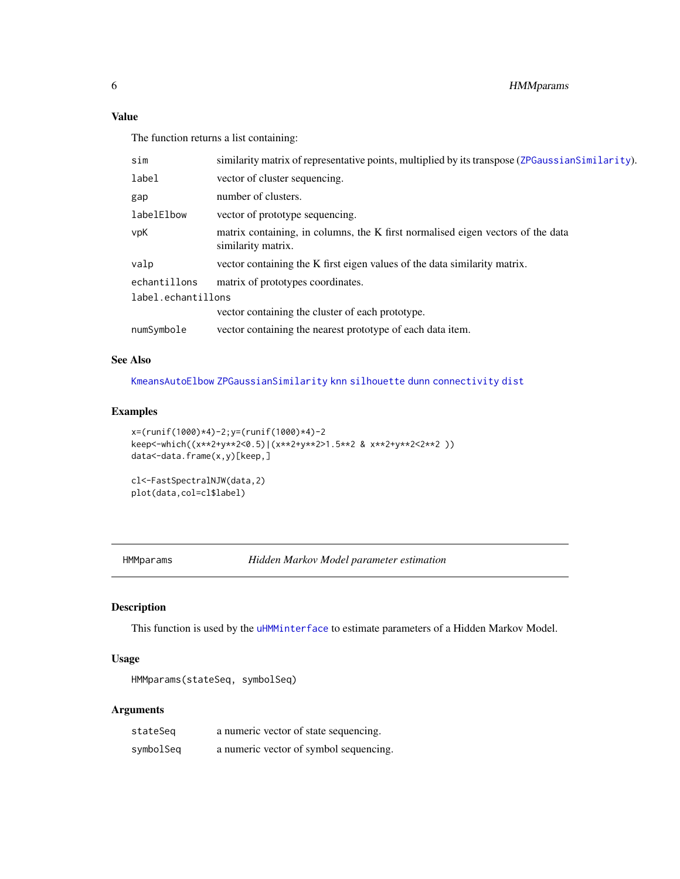## Value

The function returns a list containing:

| | |
|---|---|
| sim | similarity matrix of representative points, multiplied by its transpose (ZPGaussianSimilarity). |
| label | vector of cluster sequencing. |
| gap | number of clusters. |
| labelElbow | vector of prototype sequencing. |
| vpK | matrix containing, in columns, the K first normalised eigen vectors of the data similarity matrix. |
| valp | vector containing the K first eigen values of the data similarity matrix. |
| echantillons | matrix of prototypes coordinates. |
| label.echantillons | vector containing the cluster of each prototype. |
| numSymbole | vector containing the nearest prototype of each data item. |

## See Also

KmeansAutoElbow ZPGaussianSimilarity knn silhouette dunn connectivity dist

## Examples

```
x=(runif(1000)*4)-2;y=(runif(1000)*4)-2
keep<-which((x**2+y**2<0.5)|(x**2+y**2>1.5**2 & x**2+y**2<2**2 ))
data<-data.frame(x,y)[keep,]

cl<-FastSpectralNJW(data,2)
plot(data,col=cl$label)
```

---

# HMMparams — *Hidden Markov Model parameter estimation*

## Description

This function is used by the uHMMinterface to estimate parameters of a Hidden Markov Model.

## Usage

```
HMMparams(stateSeq, symbolSeq)
```

## Arguments

| | |
|---|---|
| stateSeq | a numeric vector of state sequencing. |
| symbolSeq | a numeric vector of symbol sequencing. |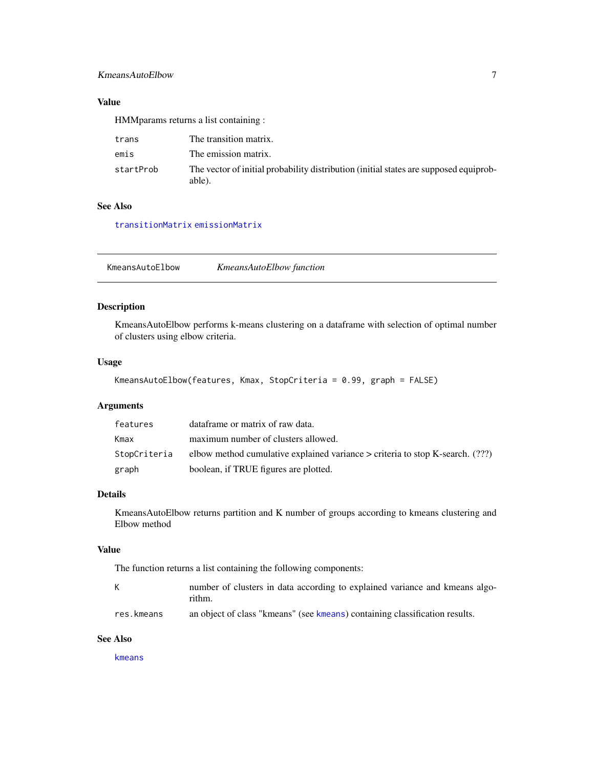### Value

HMMparams returns a list containing :

| | |
|---|---|
| `trans` | The transition matrix. |
| `emis` | The emission matrix. |
| `startProb` | The vector of initial probability distribution (initial states are supposed equiprobable). |

### See Also

`transitionMatrix` `emissionMatrix`

---

## KmeansAutoElbow — *KmeansAutoElbow function*

### Description

KmeansAutoElbow performs k-means clustering on a dataframe with selection of optimal number of clusters using elbow criteria.

### Usage

```
KmeansAutoElbow(features, Kmax, StopCriteria = 0.99, graph = FALSE)
```

### Arguments

| | |
|---|---|
| `features` | dataframe or matrix of raw data. |
| `Kmax` | maximum number of clusters allowed. |
| `StopCriteria` | elbow method cumulative explained variance > criteria to stop K-search. (???) |
| `graph` | boolean, if TRUE figures are plotted. |

### Details

KmeansAutoElbow returns partition and K number of groups according to kmeans clustering and Elbow method

### Value

The function returns a list containing the following components:

| | |
|---|---|
| `K` | number of clusters in data according to explained variance and kmeans algorithm. |
| `res.kmeans` | an object of class "kmeans" (see `kmeans`) containing classification results. |

### See Also

`kmeans`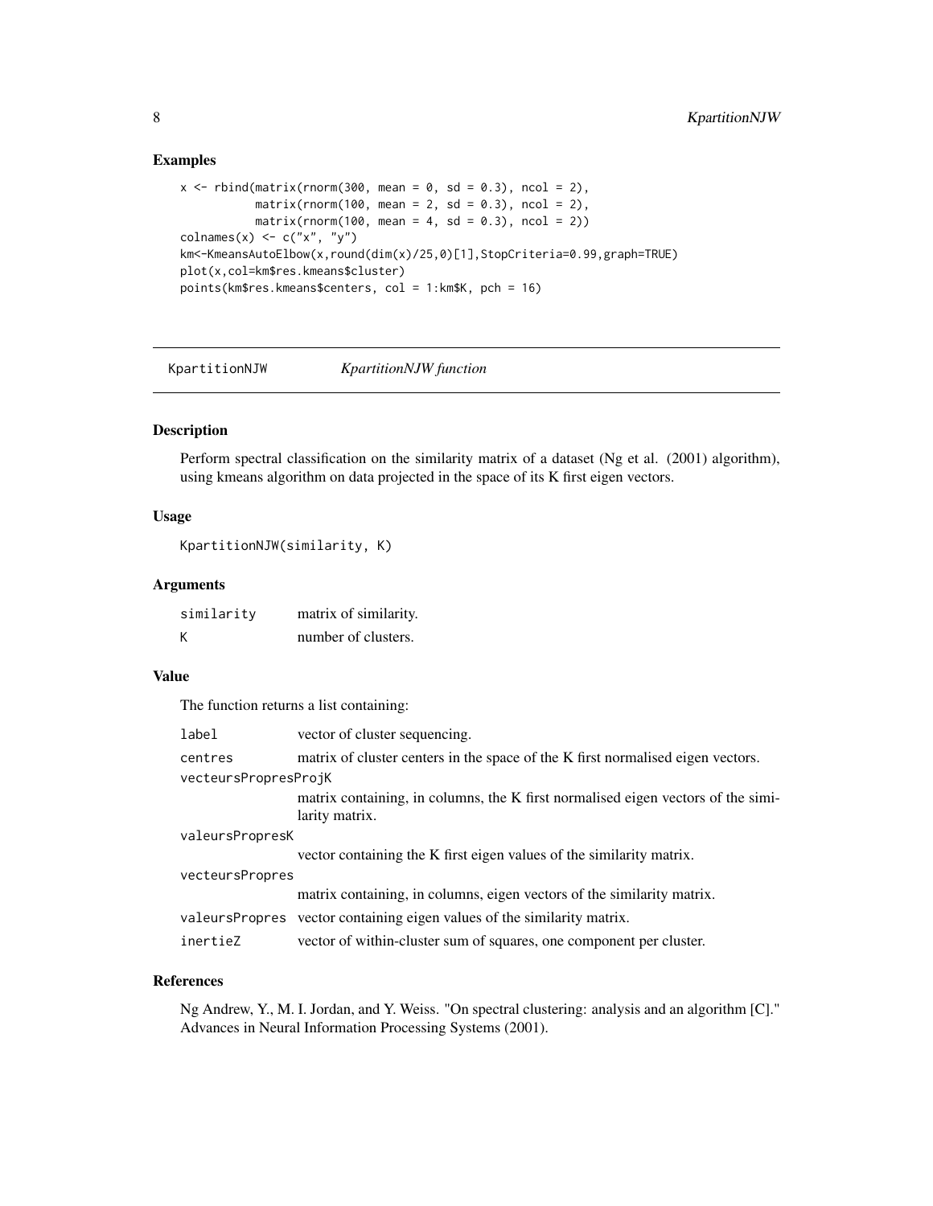### Examples

```
x <- rbind(matrix(rnorm(300, mean = 0, sd = 0.3), ncol = 2),
           matrix(rnorm(100, mean = 2, sd = 0.3), ncol = 2),
           matrix(rnorm(100, mean = 4, sd = 0.3), ncol = 2))
colnames(x) <- c("x", "y")
km<-KmeansAutoElbow(x,round(dim(x)/25,0)[1],StopCriteria=0.99,graph=TRUE)
plot(x,col=km$res.kmeans$cluster)
points(km$res.kmeans$centers, col = 1:km$K, pch = 16)
```

## KpartitionNJW &nbsp;&nbsp;&nbsp; *KpartitionNJW function*

### Description

Perform spectral classification on the similarity matrix of a dataset (Ng et al. (2001) algorithm), using kmeans algorithm on data projected in the space of its K first eigen vectors.

### Usage

```
KpartitionNJW(similarity, K)
```

### Arguments

| | |
|---|---|
| similarity | matrix of similarity. |
| K | number of clusters. |

### Value

The function returns a list containing:

| | |
|---|---|
| label | vector of cluster sequencing. |
| centres | matrix of cluster centers in the space of the K first normalised eigen vectors. |
| vecteursPropresProjK | matrix containing, in columns, the K first normalised eigen vectors of the similarity matrix. |
| valeursPropresK | vector containing the K first eigen values of the similarity matrix. |
| vecteursPropres | matrix containing, in columns, eigen vectors of the similarity matrix. |
| valeursPropres | vector containing eigen values of the similarity matrix. |
| inertieZ | vector of within-cluster sum of squares, one component per cluster. |

### References

Ng Andrew, Y., M. I. Jordan, and Y. Weiss. "On spectral clustering: analysis and an algorithm [C]." Advances in Neural Information Processing Systems (2001).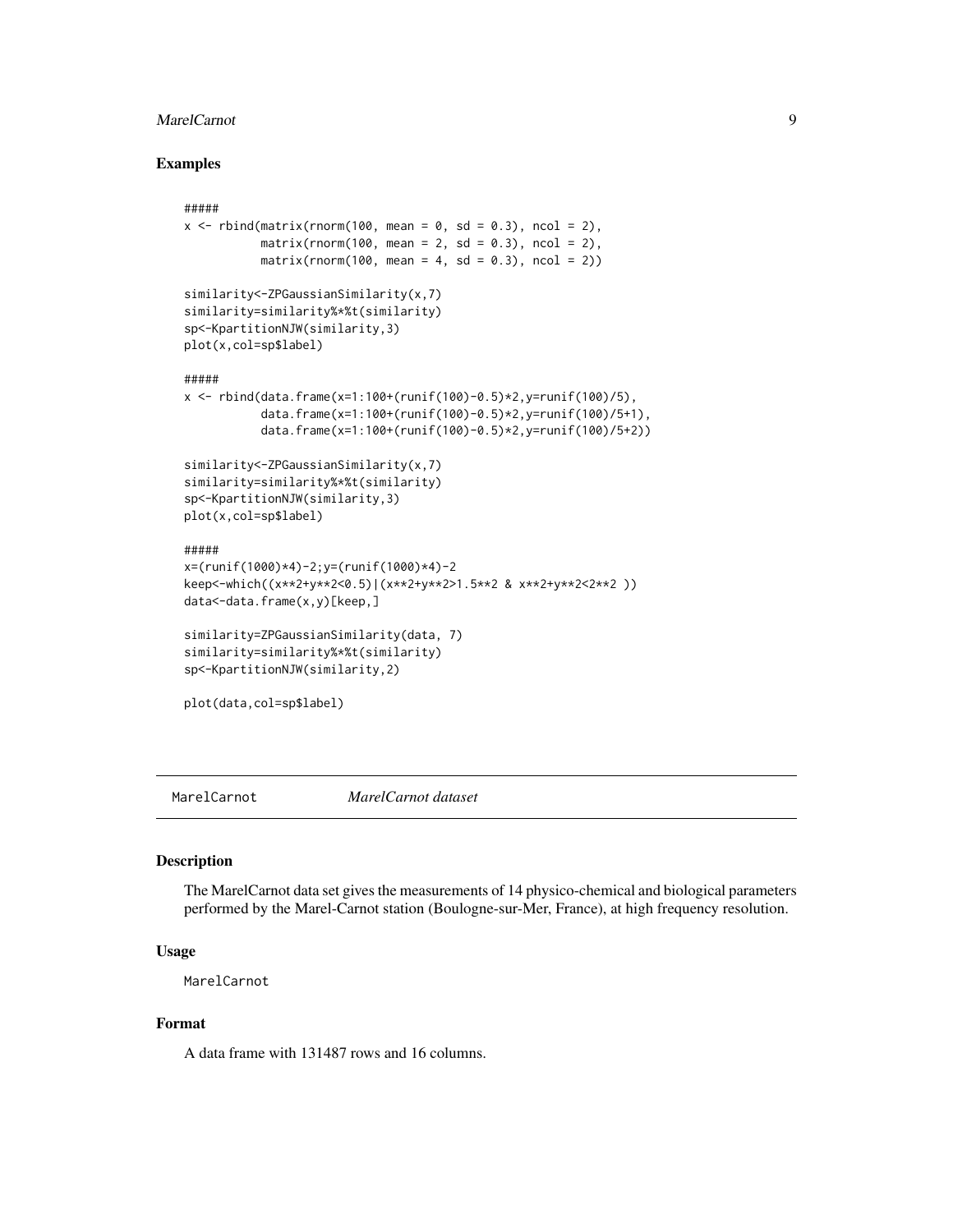## Examples

```
#####
x <- rbind(matrix(rnorm(100, mean = 0, sd = 0.3), ncol = 2),
           matrix(rnorm(100, mean = 2, sd = 0.3), ncol = 2),
           matrix(rnorm(100, mean = 4, sd = 0.3), ncol = 2))

similarity<-ZPGaussianSimilarity(x,7)
similarity=similarity%*%t(similarity)
sp<-KpartitionNJW(similarity,3)
plot(x,col=sp$label)

#####
x <- rbind(data.frame(x=1:100+(runif(100)-0.5)*2,y=runif(100)/5),
           data.frame(x=1:100+(runif(100)-0.5)*2,y=runif(100)/5+1),
           data.frame(x=1:100+(runif(100)-0.5)*2,y=runif(100)/5+2))

similarity<-ZPGaussianSimilarity(x,7)
similarity=similarity%*%t(similarity)
sp<-KpartitionNJW(similarity,3)
plot(x,col=sp$label)

#####
x=(runif(1000)*4)-2;y=(runif(1000)*4)-2
keep<-which((x**2+y**2<0.5)|(x**2+y**2>1.5**2 & x**2+y**2<2**2 ))
data<-data.frame(x,y)[keep,]

similarity=ZPGaussianSimilarity(data, 7)
similarity=similarity%*%t(similarity)
sp<-KpartitionNJW(similarity,2)

plot(data,col=sp$label)
```

---

# MarelCarnot *MarelCarnot dataset*

## Description

The MarelCarnot data set gives the measurements of 14 physico-chemical and biological parameters performed by the Marel-Carnot station (Boulogne-sur-Mer, France), at high frequency resolution.

## Usage

```
MarelCarnot
```

## Format

A data frame with 131487 rows and 16 columns.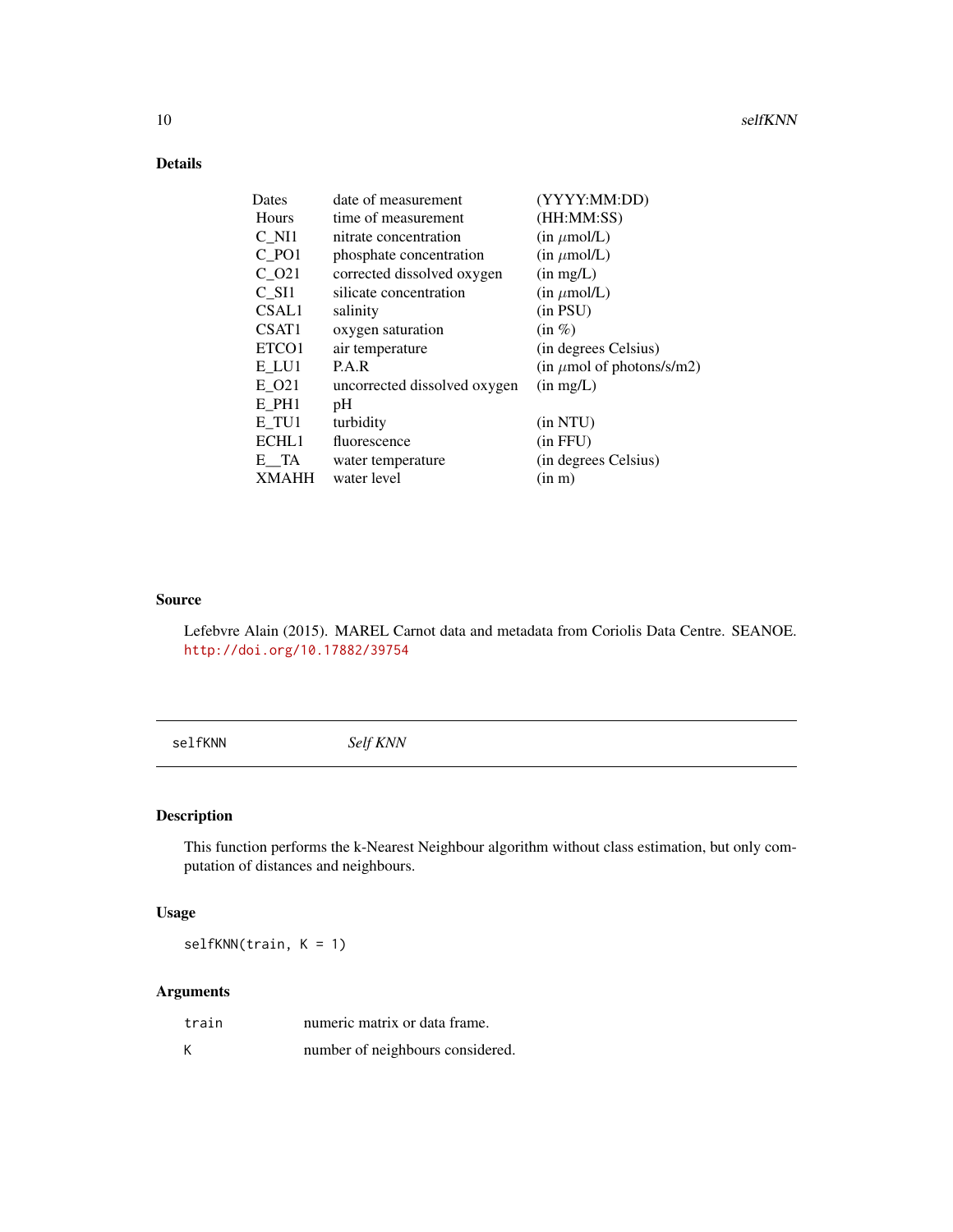## Details

| | | |
|---|---|---|
| Dates | date of measurement | (YYYY:MM:DD) |
| Hours | time of measurement | (HH:MM:SS) |
| C_NI1 | nitrate concentration | (in $\mu$mol/L) |
| C_PO1 | phosphate concentration | (in $\mu$mol/L) |
| C_O21 | corrected dissolved oxygen | (in mg/L) |
| C_SI1 | silicate concentration | (in $\mu$mol/L) |
| CSAL1 | salinity | (in PSU) |
| CSAT1 | oxygen saturation | (in %) |
| ETCO1 | air temperature | (in degrees Celsius) |
| E_LU1 | P.A.R | (in $\mu$mol of photons/s/m2) |
| E_O21 | uncorrected dissolved oxygen | (in mg/L) |
| E_PH1 | pH | |
| E_TU1 | turbidity | (in NTU) |
| ECHL1 | fluorescence | (in FFU) |
| E__TA | water temperature | (in degrees Celsius) |
| XMAHH | water level | (in m) |

## Source

Lefebvre Alain (2015). MAREL Carnot data and metadata from Coriolis Data Centre. SEANOE. http://doi.org/10.17882/39754

---

# selfKNN *Self KNN*

## Description

This function performs the k-Nearest Neighbour algorithm without class estimation, but only computation of distances and neighbours.

## Usage

```
selfKNN(train, K = 1)
```

## Arguments

| | |
|---|---|
| train | numeric matrix or data frame. |
| K | number of neighbours considered. |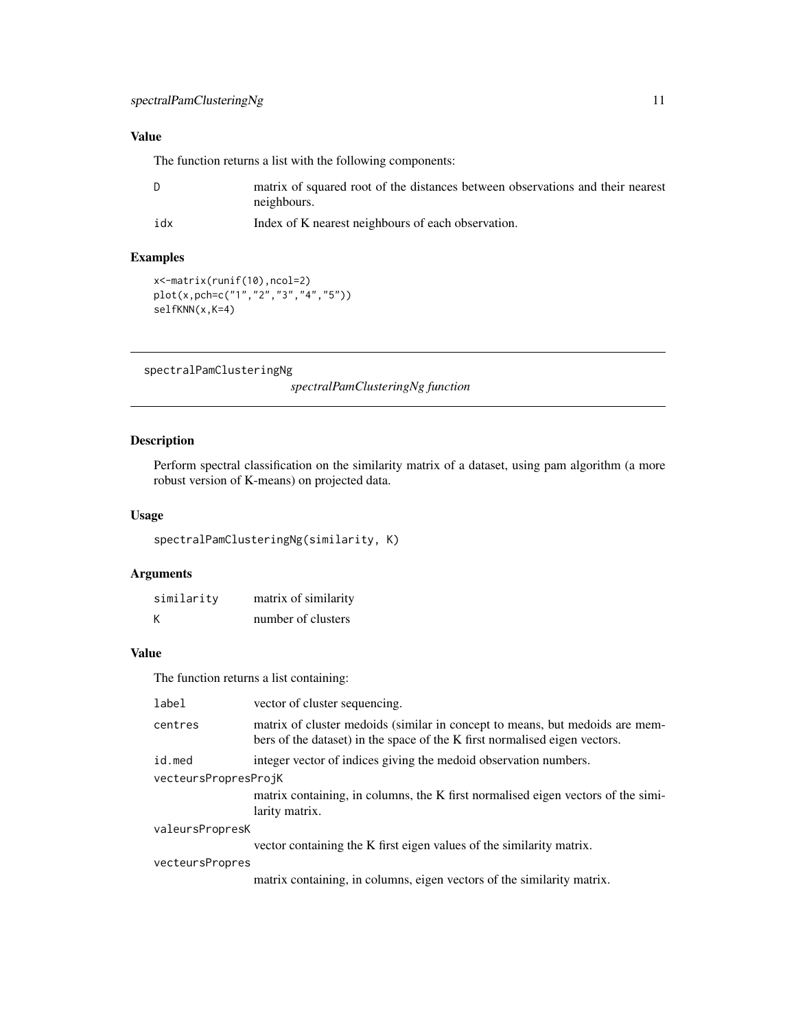## Value

The function returns a list with the following components:

| | |
|---|---|
| D | matrix of squared root of the distances between observations and their nearest neighbours. |
| idx | Index of K nearest neighbours of each observation. |

## Examples

```
x<-matrix(runif(10),ncol=2)
plot(x,pch=c("1","2","3","4","5"))
selfKNN(x,K=4)
```

---

# spectralPamClusteringNg

*spectralPamClusteringNg function*

## Description

Perform spectral classification on the similarity matrix of a dataset, using pam algorithm (a more robust version of K-means) on projected data.

## Usage

```
spectralPamClusteringNg(similarity, K)
```

## Arguments

| | |
|---|---|
| similarity | matrix of similarity |
| K | number of clusters |

## Value

The function returns a list containing:

| | |
|---|---|
| label | vector of cluster sequencing. |
| centres | matrix of cluster medoids (similar in concept to means, but medoids are members of the dataset) in the space of the K first normalised eigen vectors. |
| id.med | integer vector of indices giving the medoid observation numbers. |
| vecteursPropresProjK | matrix containing, in columns, the K first normalised eigen vectors of the similarity matrix. |
| valeursPropresK | vector containing the K first eigen values of the similarity matrix. |
| vecteursPropres | matrix containing, in columns, eigen vectors of the similarity matrix. |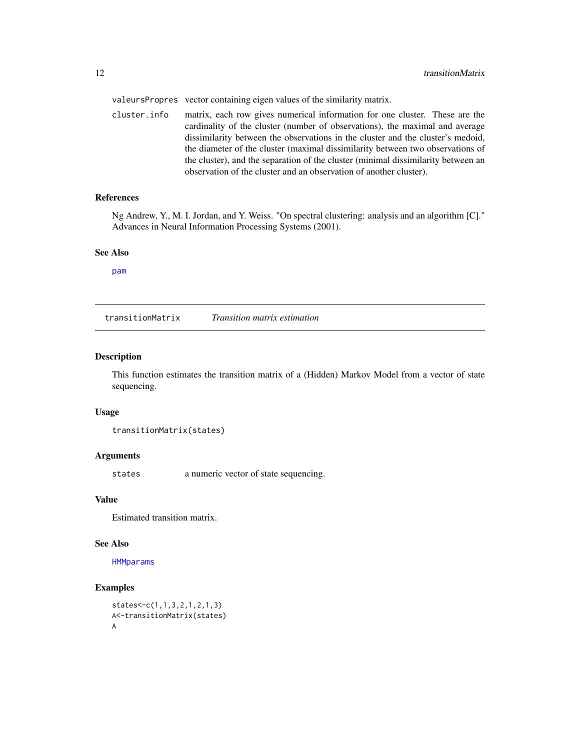valeursPropres vector containing eigen values of the similarity matrix.

cluster.info matrix, each row gives numerical information for one cluster. These are the cardinality of the cluster (number of observations), the maximal and average dissimilarity between the observations in the cluster and the cluster's medoid, the diameter of the cluster (maximal dissimilarity between two observations of the cluster), and the separation of the cluster (minimal dissimilarity between an observation of the cluster and an observation of another cluster).

### References

Ng Andrew, Y., M. I. Jordan, and Y. Weiss. "On spectral clustering: analysis and an algorithm [C]." Advances in Neural Information Processing Systems (2001).

### See Also

pam

---

## transitionMatrix *Transition matrix estimation*

### Description

This function estimates the transition matrix of a (Hidden) Markov Model from a vector of state sequencing.

### Usage

```
transitionMatrix(states)
```

### Arguments

states a numeric vector of state sequencing.

### Value

Estimated transition matrix.

### See Also

HMMparams

### Examples

```
states<-c(1,1,3,2,1,2,1,3)
A<-transitionMatrix(states)
A
```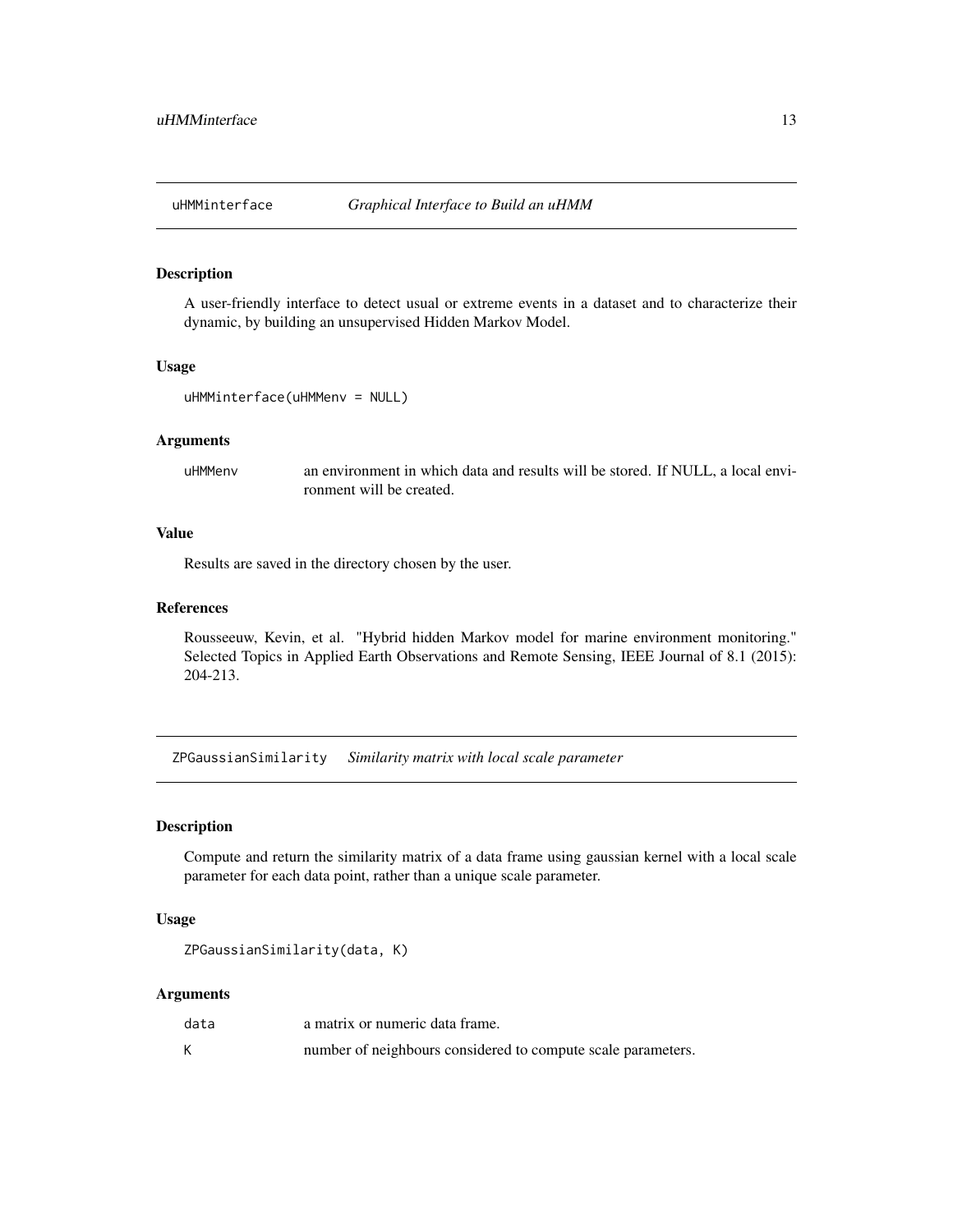## uHMMinterface — *Graphical Interface to Build an uHMM*

### Description

A user-friendly interface to detect usual or extreme events in a dataset and to characterize their dynamic, by building an unsupervised Hidden Markov Model.

### Usage

```
uHMMinterface(uHMMenv = NULL)
```

### Arguments

| | |
|---|---|
| uHMMenv | an environment in which data and results will be stored. If NULL, a local environment will be created. |

### Value

Results are saved in the directory chosen by the user.

### References

Rousseeuw, Kevin, et al. "Hybrid hidden Markov model for marine environment monitoring." Selected Topics in Applied Earth Observations and Remote Sensing, IEEE Journal of 8.1 (2015): 204-213.

## ZPGaussianSimilarity — *Similarity matrix with local scale parameter*

### Description

Compute and return the similarity matrix of a data frame using gaussian kernel with a local scale parameter for each data point, rather than a unique scale parameter.

### Usage

```
ZPGaussianSimilarity(data, K)
```

### Arguments

| | |
|---|---|
| data | a matrix or numeric data frame. |
| K | number of neighbours considered to compute scale parameters. |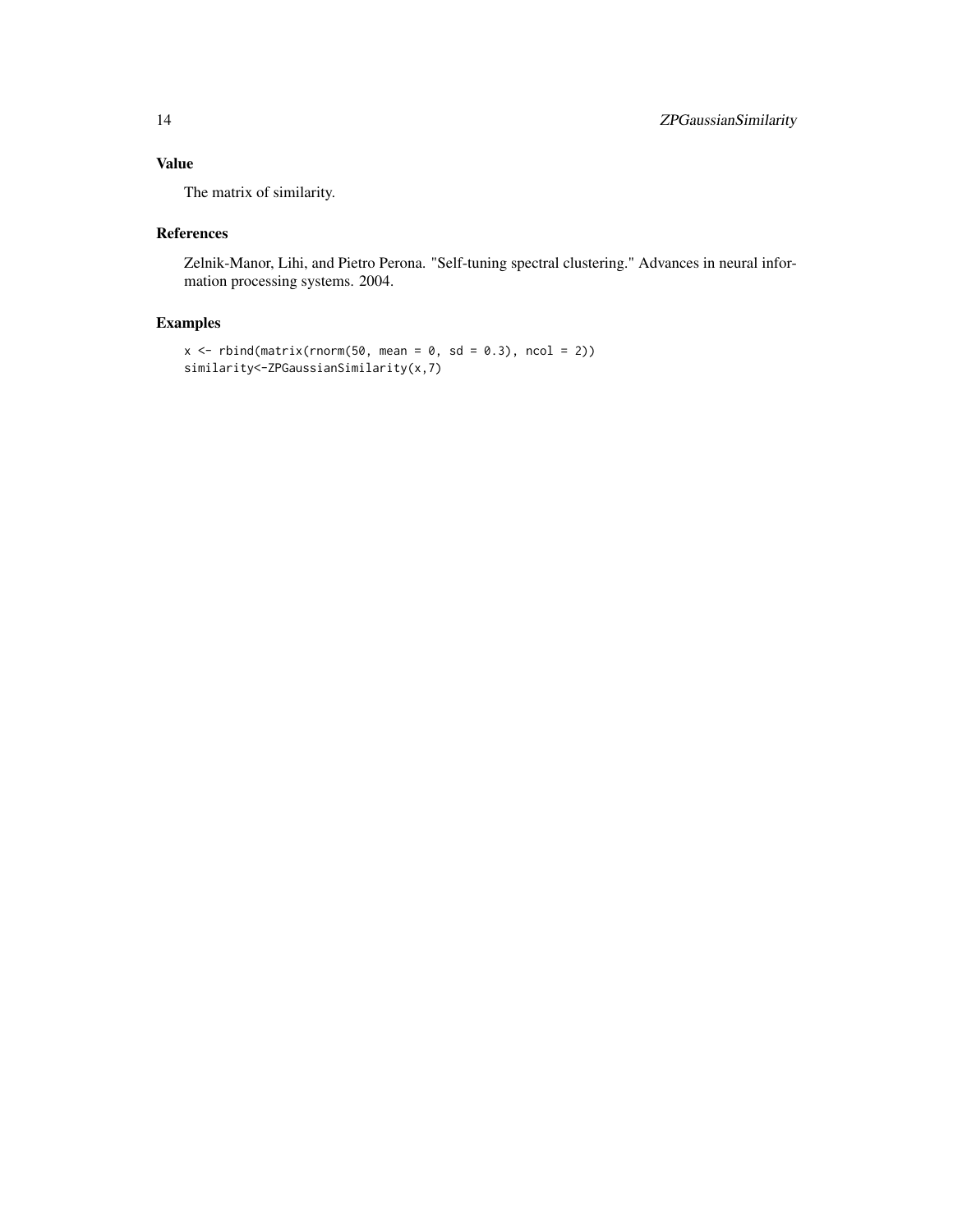## Value

The matrix of similarity.

## References

Zelnik-Manor, Lihi, and Pietro Perona. "Self-tuning spectral clustering." Advances in neural information processing systems. 2004.

## Examples

```
x <- rbind(matrix(rnorm(50, mean = 0, sd = 0.3), ncol = 2))
similarity<-ZPGaussianSimilarity(x,7)
```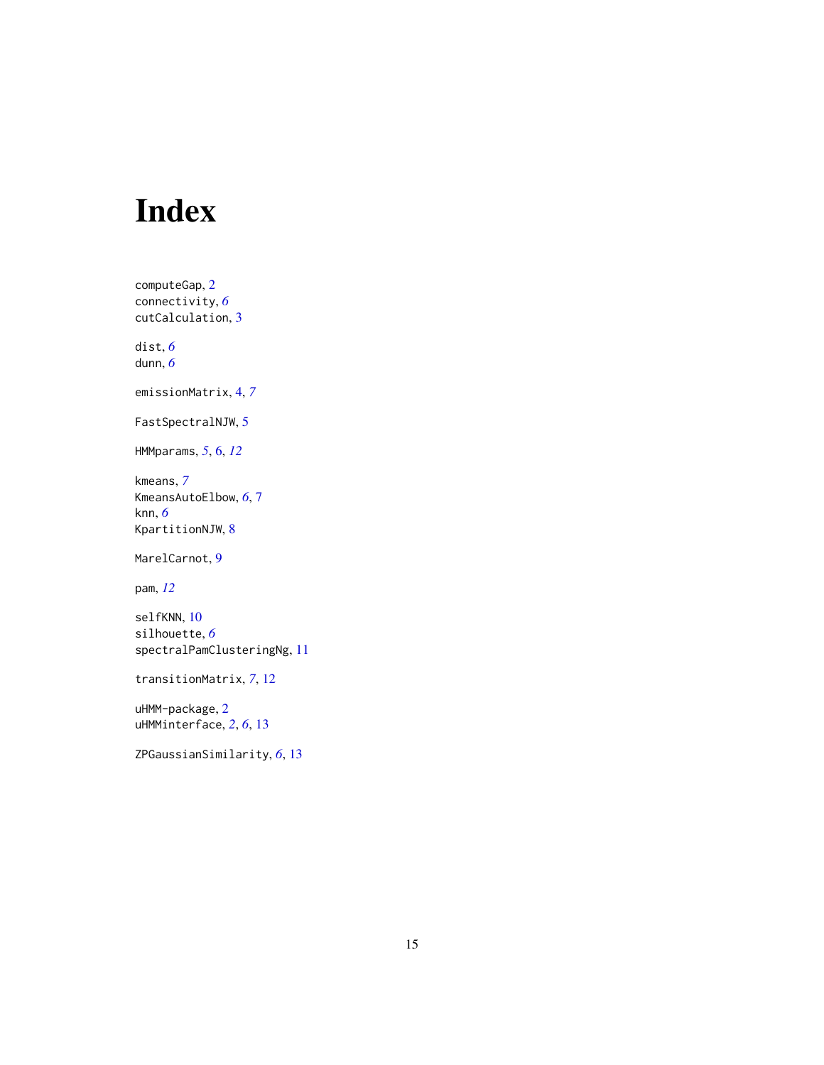# Index

computeGap, 2
connectivity, *6*
cutCalculation, 3

dist, *6*
dunn, *6*

emissionMatrix, 4, *7*

FastSpectralNJW, 5

HMMparams, *5*, 6, *12*

kmeans, *7*
KmeansAutoElbow, *6*, 7
knn, *6*
KpartitionNJW, 8

MarelCarnot, 9

pam, *12*

selfKNN, 10
silhouette, *6*
spectralPamClusteringNg, 11

transitionMatrix, *7*, 12

uHMM-package, 2
uHMMinterface, *2*, *6*, 13

ZPGaussianSimilarity, *6*, 13